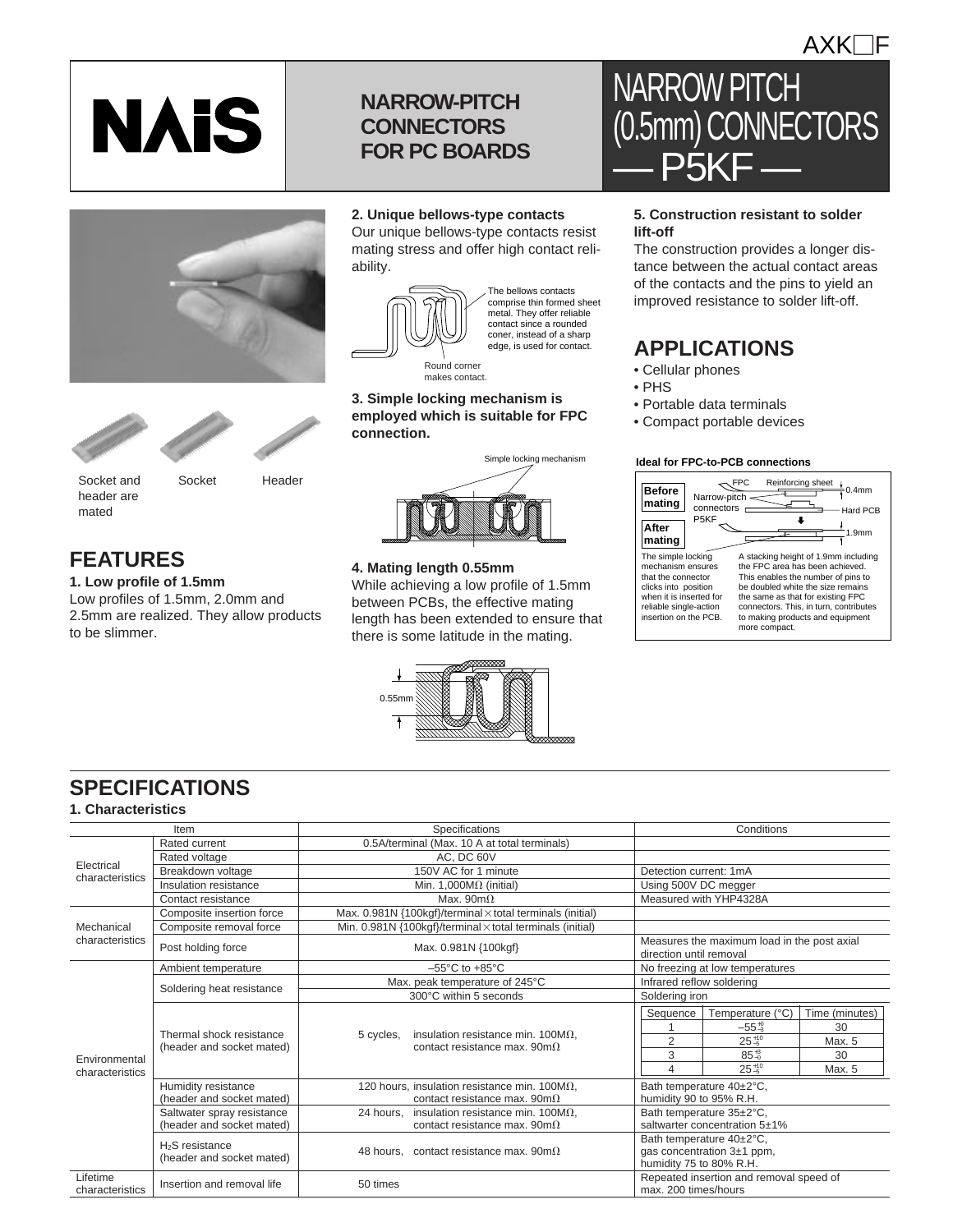AXK□F

# NAiS

**NARROW-PITCH CONNECTORS FOR PC BOARDS**

# NARROW PITCH (0.5mm) CONNECTORS — P5KF —

Socket and header are mated

Socket

Header

## FEATURES

**1. Low profile of 1.5mm**

Low profiles of 1.5mm, 2.0mm and 2.5mm are realized. They allow products to be slimmer.

**2. Unique bellows-type contacts**

Our unique bellows-type contacts resist mating stress and offer high contact reliability.

The bellows contacts comprise thin formed sheet metal. They offer reliable contact since a rounded coner, instead of a sharp edge, is used for contact.

Round corner makes contact.

**3. Simple locking mechanism is employed which is suitable for FPC connection.**

Simple locking mechanism

**4. Mating length 0.55mm**

While achieving a low profile of 1.5mm between PCBs, the effective mating length has been extended to ensure that there is some latitude in the mating.

0.55mm

**5. Construction resistant to solder lift-off**

The construction provides a longer distance between the actual contact areas of the contacts and the pins to yield an improved resistance to solder lift-off.

## APPLICATIONS

- Cellular phones
- PHS
- Portable data terminals
- Compact portable devices

**Ideal for FPC-to-PCB connections**

Before mating / After mating — FPC, Reinforcing sheet, Narrow-pitch connectors P5KF, Hard PCB, 0.4mm, 1.9mm

The simple locking mechanism ensures that the connector clicks into position when it is inserted for reliable single-action insertion on the PCB.

A stacking height of 1.9mm including the FPC area has been achieved. This enables the number of pins to be doubled white the size remains the same as that for existing FPC connectors. This, in turn, contributes to making products and equipment more compact.

## SPECIFICATIONS

### 1. Characteristics

| Item | | Specifications | Conditions |
|---|---|---|---|
| Electrical characteristics | Rated current | 0.5A/terminal (Max. 10 A at total terminals) | |
| | Rated voltage | AC, DC 60V | |
| | Breakdown voltage | 150V AC for 1 minute | Detection current: 1mA |
| | Insulation resistance | Min. 1,000MΩ (initial) | Using 500V DC megger |
| | Contact resistance | Max. 90mΩ | Measured with YHP4328A |
| Mechanical characteristics | Composite insertion force | Max. 0.981N {100kgf}/terminal × total terminals (initial) | |
| | Composite removal force | Min. 0.981N {100kgf}/terminal × total terminals (initial) | |
| | Post holding force | Max. 0.981N {100kgf} | Measures the maximum load in the post axial direction until removal |
| Environmental characteristics | Ambient temperature | –55°C to +85°C | No freezing at low temperatures |
| | Soldering heat resistance | Max. peak temperature of 245°C | Infrared reflow soldering |
| | | 300°C within 5 seconds | Soldering iron |
| | Thermal shock resistance (header and socket mated) | 5 cycles, insulation resistance min. 100MΩ, contact resistance max. 90mΩ | Sequence 1: Temperature $-55^{+0}_{-3}$ °C, 30 minutes; Sequence 2: $25^{+10}_{-5}$ °C, Max. 5 minutes; Sequence 3: $85^{+3}_{-0}$ °C, 30 minutes; Sequence 4: $25^{+10}_{-5}$ °C, Max. 5 minutes |
| | Humidity resistance (header and socket mated) | 120 hours, insulation resistance min. 100MΩ, contact resistance max. 90mΩ | Bath temperature 40±2°C, humidity 90 to 95% R.H. |
| | Saltwater spray resistance (header and socket mated) | 24 hours, insulation resistance min. 100MΩ, contact resistance max. 90mΩ | Bath temperature 35±2°C, saltwarter concentration 5±1% |
| | $H_2S$ resistance (header and socket mated) | 48 hours, contact resistance max. 90mΩ | Bath temperature 40±2°C, gas concentration 3±1 ppm, humidity 75 to 80% R.H. |
| Lifetime characteristics | Insertion and removal life | 50 times | Repeated insertion and removal speed of max. 200 times/hours |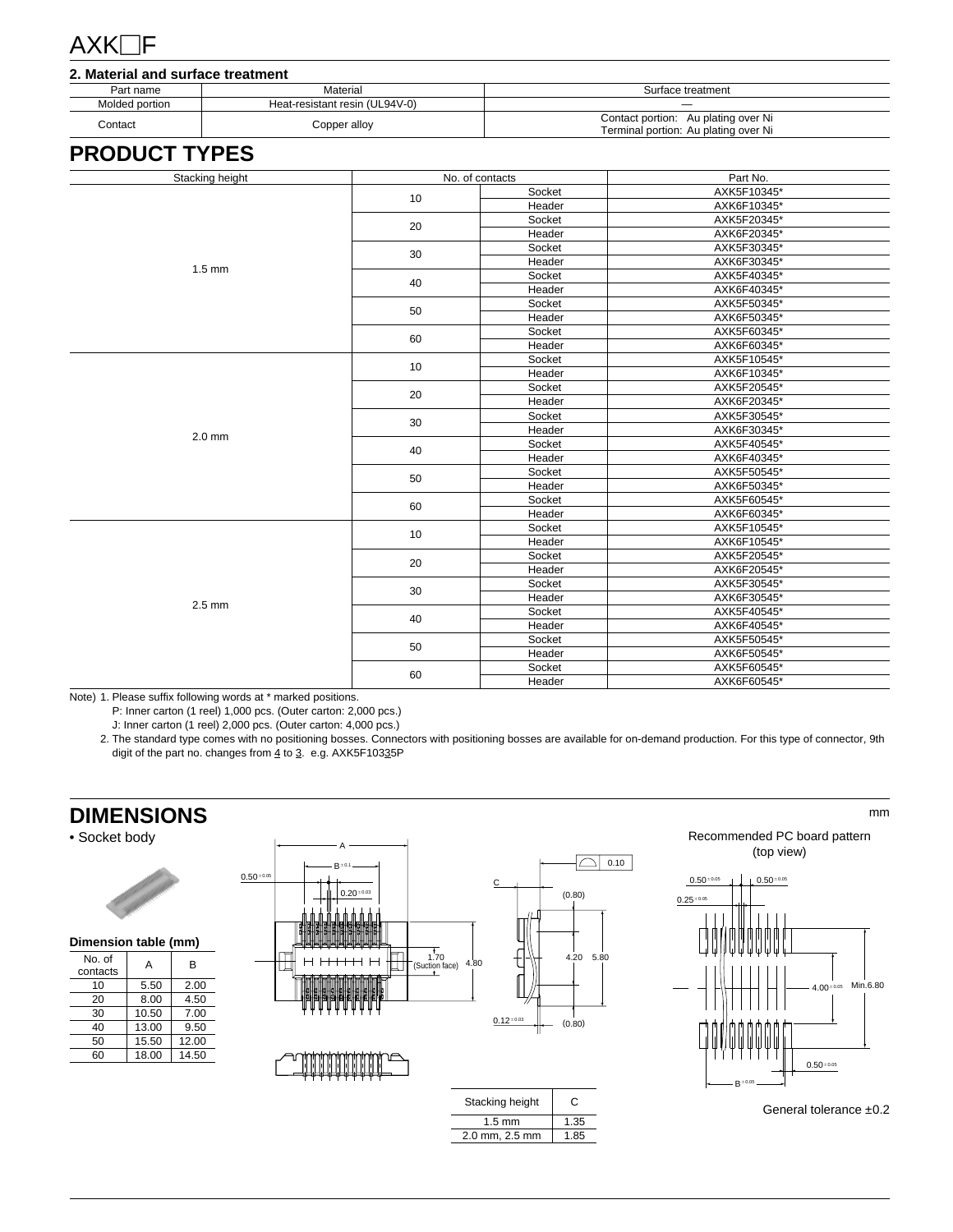AXK□F

**2. Material and surface treatment**

| Part name | Material | Surface treatment |
|---|---|---|
| Molded portion | Heat-resistant resin (UL94V-0) | — |
| Contact | Copper alloy | Contact portion: Au plating over Ni<br>Terminal portion: Au plating over Ni |

## PRODUCT TYPES

| Stacking height | No. of contacts | | Part No. |
|---|---|---|---|
| 1.5 mm | 10 | Socket | AXK5F10345* |
| | | Header | AXK6F10345* |
| | 20 | Socket | AXK5F20345* |
| | | Header | AXK6F20345* |
| | 30 | Socket | AXK5F30345* |
| | | Header | AXK6F30345* |
| | 40 | Socket | AXK5F40345* |
| | | Header | AXK6F40345* |
| | 50 | Socket | AXK5F50345* |
| | | Header | AXK6F50345* |
| | 60 | Socket | AXK5F60345* |
| | | Header | AXK6F60345* |
| 2.0 mm | 10 | Socket | AXK5F10545* |
| | | Header | AXK6F10345* |
| | 20 | Socket | AXK5F20545* |
| | | Header | AXK6F20345* |
| | 30 | Socket | AXK5F30545* |
| | | Header | AXK6F30345* |
| | 40 | Socket | AXK5F40545* |
| | | Header | AXK6F40345* |
| | 50 | Socket | AXK5F50545* |
| | | Header | AXK6F50345* |
| | 60 | Socket | AXK5F60545* |
| | | Header | AXK6F60345* |
| 2.5 mm | 10 | Socket | AXK5F10545* |
| | | Header | AXK6F10545* |
| | 20 | Socket | AXK5F20545* |
| | | Header | AXK6F20545* |
| | 30 | Socket | AXK5F30545* |
| | | Header | AXK6F30545* |
| | 40 | Socket | AXK5F40545* |
| | | Header | AXK6F40545* |
| | 50 | Socket | AXK5F50545* |
| | | Header | AXK6F50545* |
| | 60 | Socket | AXK5F60545* |
| | | Header | AXK6F60545* |

Note) 1. Please suffix following words at * marked positions.
P: Inner carton (1 reel) 1,000 pcs. (Outer carton: 2,000 pcs.)
J: Inner carton (1 reel) 2,000 pcs. (Outer carton: 4,000 pcs.)
2. The standard type comes with no positioning bosses. Connectors with positioning bosses are available for on-demand production. For this type of connector, 9th digit of the part no. changes from 4 to 3. e.g. AXK5F10335P

## DIMENSIONS

mm

• Socket body

**Dimension table (mm)**

| No. of contacts | A | B |
|---|---|---|
| 10 | 5.50 | 2.00 |
| 20 | 8.00 | 4.50 |
| 30 | 10.50 | 7.00 |
| 40 | 13.00 | 9.50 |
| 50 | 15.50 | 12.00 |
| 60 | 18.00 | 14.50 |

| Stacking height | C |
|---|---|
| 1.5 mm | 1.35 |
| 2.0 mm, 2.5 mm | 1.85 |

Recommended PC board pattern (top view)

General tolerance ±0.2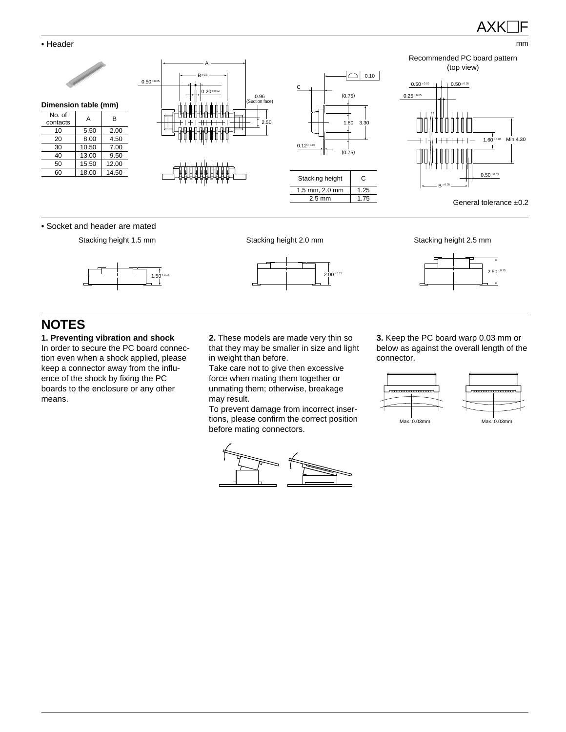mm

• Header

**Dimension table (mm)**

| No. of contacts | A | B |
|---|---|---|
| 10 | 5.50 | 2.00 |
| 20 | 8.00 | 4.50 |
| 30 | 10.50 | 7.00 |
| 40 | 13.00 | 9.50 |
| 50 | 15.50 | 12.00 |
| 60 | 18.00 | 14.50 |

| Stacking height | C |
|---|---|
| 1.5 mm, 2.0 mm | 1.25 |
| 2.5 mm | 1.75 |

Recommended PC board pattern (top view)

General tolerance ±0.2

• Socket and header are mated

Stacking height 1.5 mm

Stacking height 2.0 mm

Stacking height 2.5 mm

## NOTES

**1. Preventing vibration and shock**
In order to secure the PC board connection even when a shock applied, please keep a connector away from the influence of the shock by fixing the PC boards to the enclosure or any other means.

**2.** These models are made very thin so that they may be smaller in size and light in weight than before.
Take care not to give then excessive force when mating them together or unmating them; otherwise, breakage may result.
To prevent damage from incorrect insertions, please confirm the correct position before mating connectors.

**3.** Keep the PC board warp 0.03 mm or below as against the overall length of the connector.

Max. 0.03mm

Max. 0.03mm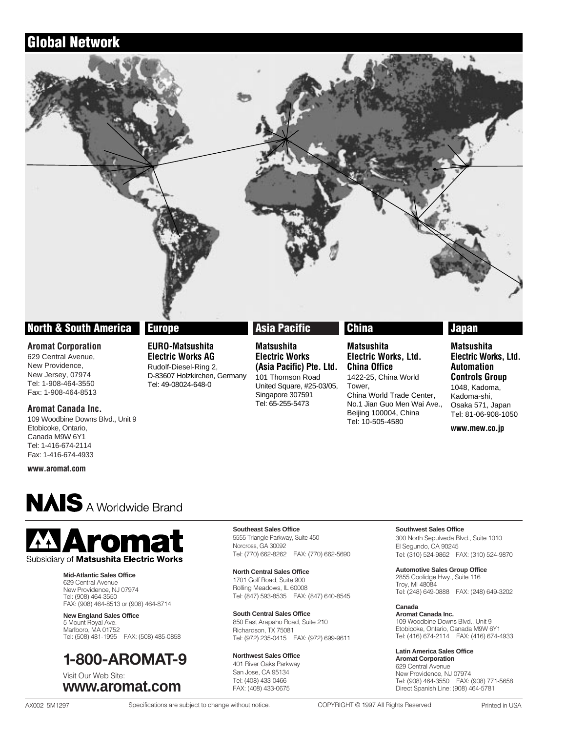# Global Network

## North & South America

**Aromat Corporation**
629 Central Avenue,
New Providence,
New Jersey, 07974
Tel: 1-908-464-3550
Fax: 1-908-464-8513

**Aromat Canada Inc.**
109 Woodbine Downs Blvd., Unit 9
Etobicoke, Ontario,
Canada M9W 6Y1
Tel: 1-416-674-2114
Fax: 1-416-674-4933

**www.aromat.com**

## Europe

**EURO-Matsushita Electric Works AG**
Rudolf-Diesel-Ring 2,
D-83607 Holzkirchen, Germany
Tel: 49-08024-648-0

## Asia Pacific

**Matsushita Electric Works (Asia Pacific) Pte. Ltd.**
101 Thomson Road
United Square, #25-03/05,
Singapore 307591
Tel: 65-255-5473

## China

**Matsushita Electric Works, Ltd. China Office**
1422-25, China World Tower,
China World Trade Center,
No.1 Jian Guo Men Wai Ave.,
Beijing 100004, China
Tel: 10-505-4580

## Japan

**Matsushita Electric Works, Ltd. Automation Controls Group**
1048, Kadoma,
Kadoma-shi,
Osaka 571, Japan
Tel: 81-06-908-1050

**www.mew.co.jp**

**NAiS** A Worldwide Brand

**Aromat**
Subsidiary of **Matsushita Electric Works**

**Mid-Atlantic Sales Office**
629 Central Avenue
New Providence, NJ 07974
Tel: (908) 464-3550
FAX: (908) 464-8513 or (908) 464-8714

**New England Sales Office**
5 Mount Royal Ave.
Marlboro, MA 01752
Tel: (508) 481-1995 FAX: (508) 485-0858

**1-800-AROMAT-9**

Visit Our Web Site:
**www.aromat.com**

**Southeast Sales Office**
5555 Triangle Parkway, Suite 450
Norcross, GA 30092
Tel: (770) 662-8262 FAX: (770) 662-5690

**North Central Sales Office**
1701 Golf Road, Suite 900
Rolling Meadows, IL 60008
Tel: (847) 593-8535 FAX: (847) 640-8545

**South Central Sales Office**
850 East Arapaho Road, Suite 210
Richardson, TX 75081
Tel: (972) 235-0415 FAX: (972) 699-9611

**Northwest Sales Office**
401 River Oaks Parkway
San Jose, CA 95134
Tel: (408) 433-0466
FAX: (408) 433-0675

**Southwest Sales Office**
300 North Sepulveda Blvd., Suite 1010
El Segundo, CA 90245
Tel: (310) 524-9862 FAX: (310) 524-9870

**Automotive Sales Group Office**
2855 Coolidge Hwy., Suite 116
Troy, MI 48084
Tel: (248) 649-0888 FAX: (248) 649-3202

**Canada**
**Aromat Canada Inc.**
109 Woodbine Downs Blvd., Unit 9
Etobicoke, Ontario, Canada M9W 6Y1
Tel: (416) 674-2114 FAX: (416) 674-4933

**Latin America Sales Office**
**Aromat Corporation**
629 Central Avenue
New Providence, NJ 07974
Tel: (908) 464-3550 FAX: (908) 771-5658
Direct Spanish Line: (908) 464-5781

AX002 5M1297 Specifications are subject to change without notice. COPYRIGHT © 1997 All Rights Reserved Printed in USA